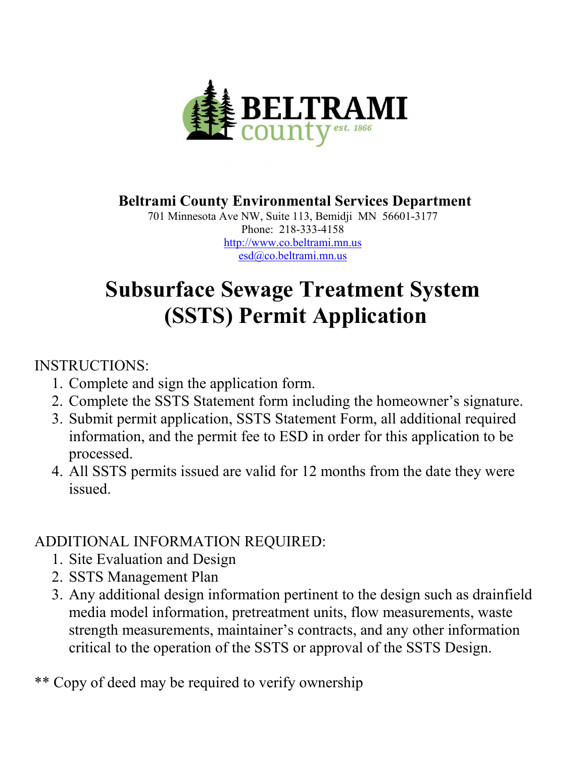BELTRAMI county est. 1866

**Beltrami County Environmental Services Department**

701 Minnesota Ave NW, Suite 113, Bemidji MN 56601-3177

Phone: 218-333-4158

http://www.co.beltrami.mn.us

esd@co.beltrami.mn.us

# Subsurface Sewage Treatment System (SSTS) Permit Application

INSTRUCTIONS:

1. Complete and sign the application form.
2. Complete the SSTS Statement form including the homeowner's signature.
3. Submit permit application, SSTS Statement Form, all additional required information, and the permit fee to ESD in order for this application to be processed.
4. All SSTS permits issued are valid for 12 months from the date they were issued.

ADDITIONAL INFORMATION REQUIRED:

1. Site Evaluation and Design
2. SSTS Management Plan
3. Any additional design information pertinent to the design such as drainfield media model information, pretreatment units, flow measurements, waste strength measurements, maintainer's contracts, and any other information critical to the operation of the SSTS or approval of the SSTS Design.

** Copy of deed may be required to verify ownership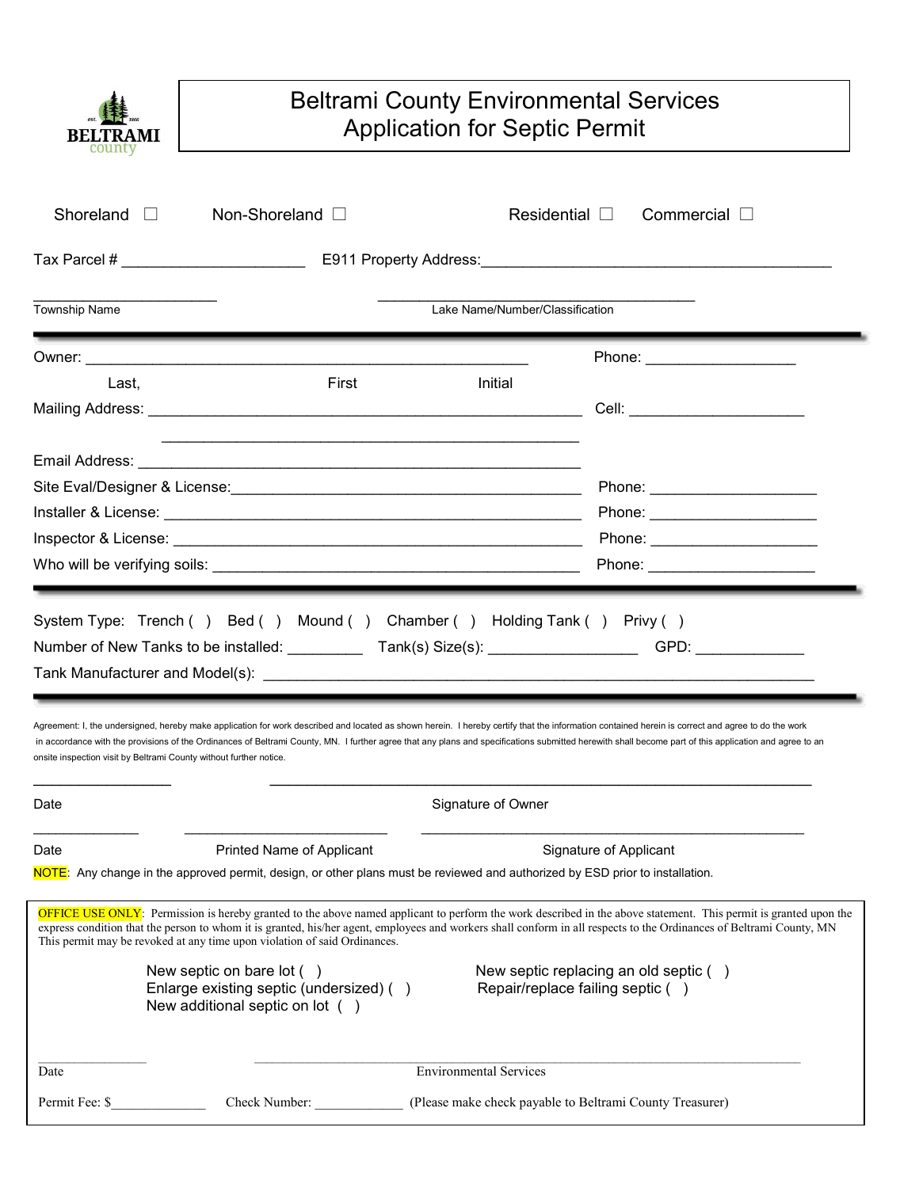# Beltrami County Environmental Services
## Application for Septic Permit

Shoreland ☐ Non-Shoreland ☐ Residential ☐ Commercial ☐

Tax Parcel # ______________________ E911 Property Address: __________________________________________

______________________ ______________________________________
Township Name Lake Name/Number/Classification

---

Owner: ______________________________________________________ Phone: __________________

Last, First Initial

Mailing Address: ____________________________________________________ Cell: _____________________

____________________________________________________

Email Address: ______________________________________________________

Site Eval/Designer & License: ___________________________________________ Phone: ____________________

Installer & License: _________________________________________________ Phone: ____________________

Inspector & License: _________________________________________________ Phone: ____________________

Who will be verifying soils: ____________________________________________ Phone: ____________________

---

System Type: Trench ( ) Bed ( ) Mound ( ) Chamber ( ) Holding Tank ( ) Privy ( )

Number of New Tanks to be installed: _________ Tank(s) Size(s): __________________ GPD: _____________

Tank Manufacturer and Model(s): ______________________________________________________________________

---

Agreement: I, the undersigned, hereby make application for work described and located as shown herein. I hereby certify that the information contained herein is correct and agree to do the work in accordance with the provisions of the Ordinances of Beltrami County, MN. I further agree that any plans and specifications submitted herewith shall become part of this application and agree to an onsite inspection visit by Beltrami County without further notice.

_________________ ________________________________________________________________
Date Signature of Owner

_____________ __________________________ __________________________________________________
Date Printed Name of Applicant Signature of Applicant

**NOTE**: Any change in the approved permit, design, or other plans must be reviewed and authorized by ESD prior to installation.

---

**OFFICE USE ONLY**: Permission is hereby granted to the above named applicant to perform the work described in the above statement. This permit is granted upon the express condition that the person to whom it is granted, his/her agent, employees and workers shall conform in all respects to the Ordinances of Beltrami County, MN This permit may be revoked at any time upon violation of said Ordinances.

New septic on bare lot ( ) New septic replacing an old septic ( )
Enlarge existing septic (undersized) ( ) Repair/replace failing septic ( )
New additional septic on lot ( )

_______________ ________________________________________________________________________
Date Environmental Services

Permit Fee: $______________ Check Number: _____________ (Please make check payable to Beltrami County Treasurer)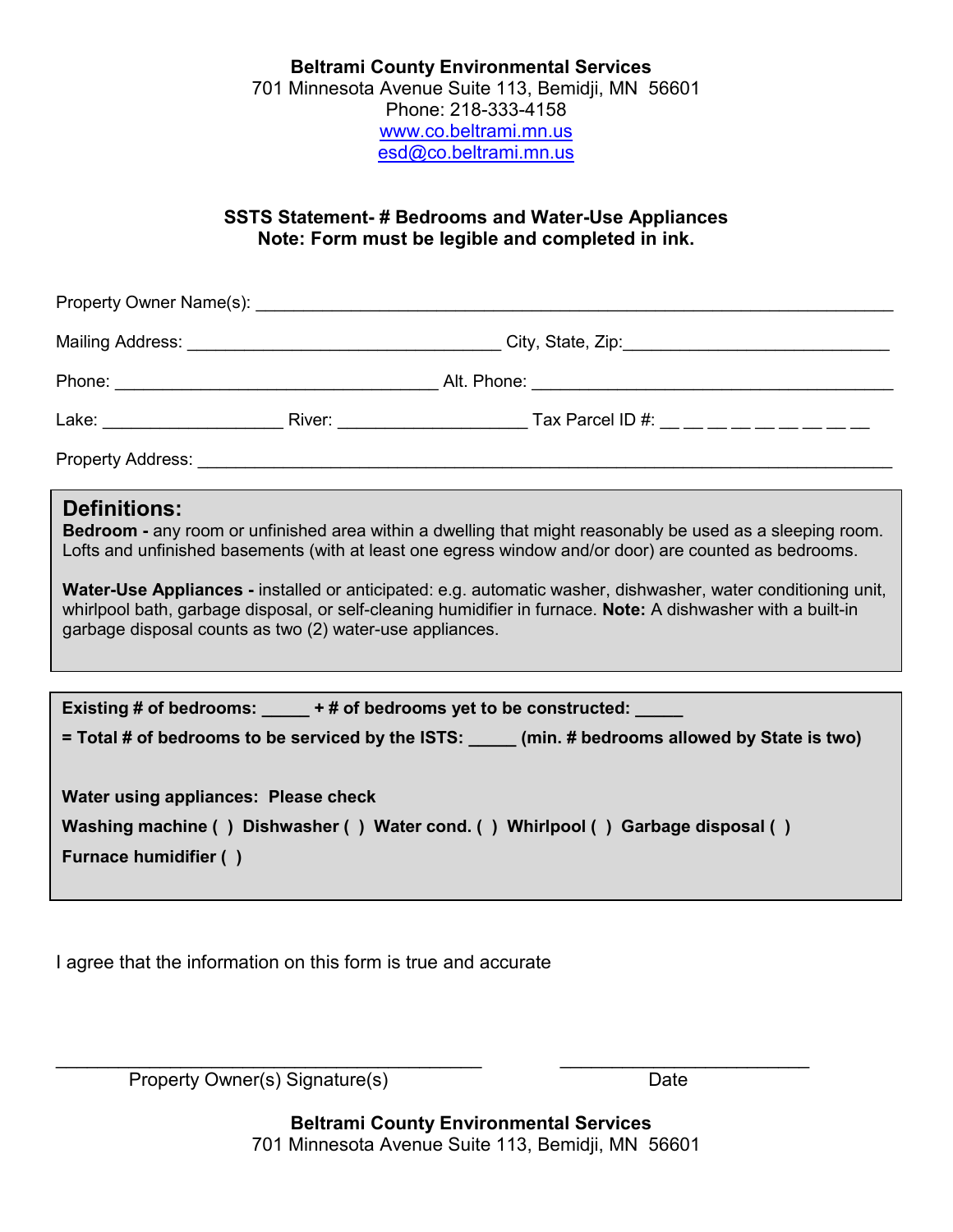**Beltrami County Environmental Services**
701 Minnesota Avenue Suite 113, Bemidji, MN 56601
Phone: 218-333-4158
www.co.beltrami.mn.us
esd@co.beltrami.mn.us

**SSTS Statement- # Bedrooms and Water-Use Appliances**
**Note: Form must be legible and completed in ink.**

Property Owner Name(s): ________________________________________________________________

Mailing Address: ________________________________ City, State, Zip:__________________________

Phone: _________________________________ Alt. Phone: _____________________________________

Lake: __________________ River: __________________ Tax Parcel ID #: __ __ __ __ __ __ __ __ __

Property Address: _________________________________________________________________________

## Definitions:

**Bedrom -** any room or unfinished area within a dwelling that might reasonably be used as a sleeping room. Lofts and unfinished basements (with at least one egress window and/or door) are counted as bedrooms.

**Water-Use Appliances -** installed or anticipated: e.g. automatic washer, dishwasher, water conditioning unit, whirlpool bath, garbage disposal, or self-cleaning humidifier in furnace. **Note:** A dishwasher with a built-in garbage disposal counts as two (2) water-use appliances.

**Existing # of bedrooms: _____ + # of bedrooms yet to be constructed: _____**

**= Total # of bedrooms to be serviced by the ISTS: _____ (min. # bedrooms allowed by State is two)**

**Water using appliances: Please check**

**Washing machine ( ) Dishwasher ( ) Water cond. ( ) Whirlpool ( ) Garbage disposal ( )**

**Furnace humidifier ( )**

I agree that the information on this form is true and accurate

_________________________________________ ________________________
Property Owner(s) Signature(s) Date

**Beltrami County Environmental Services**
701 Minnesota Avenue Suite 113, Bemidji, MN 56601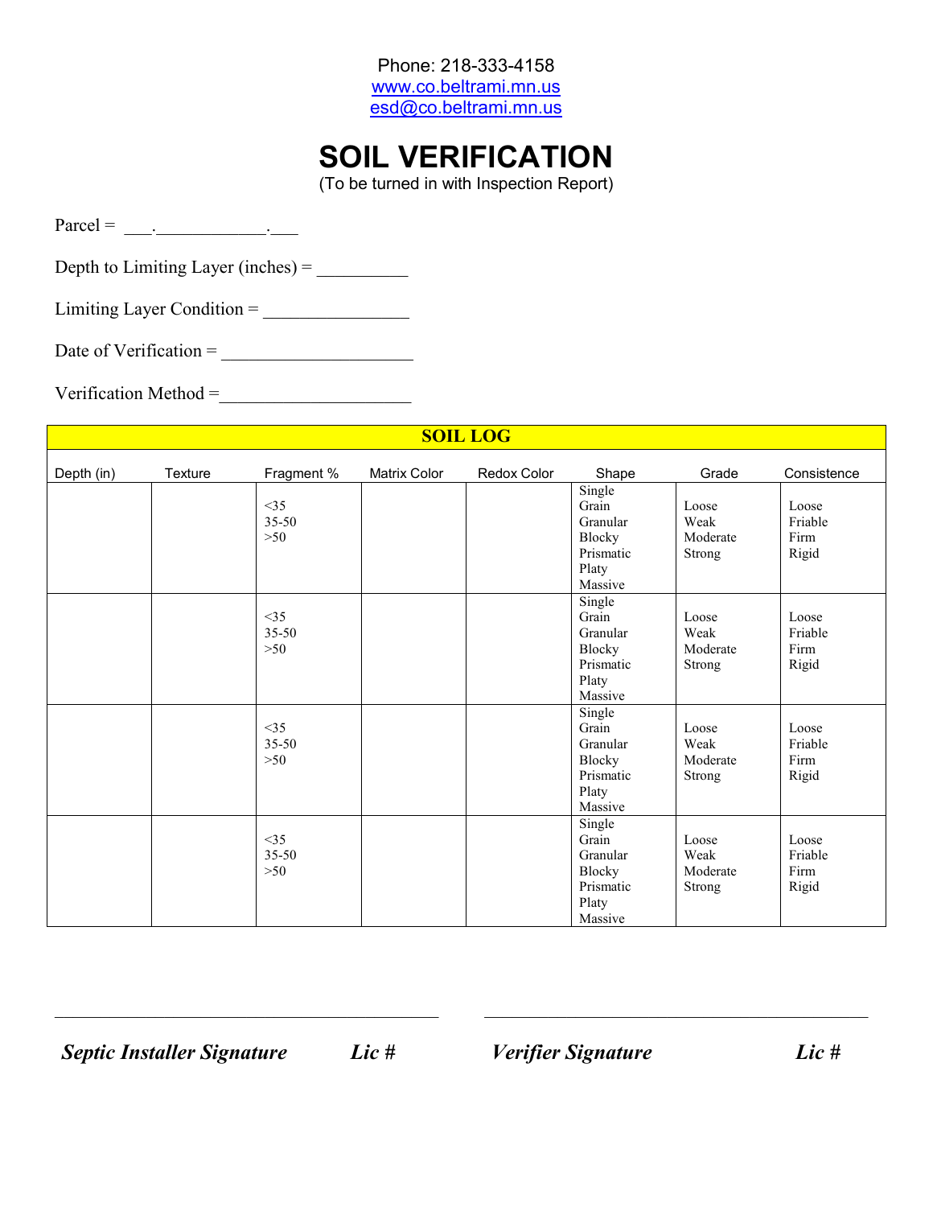Phone: 218-333-4158
www.co.beltrami.mn.us
esd@co.beltrami.mn.us

# SOIL VERIFICATION

(To be turned in with Inspection Report)

Parcel = ___.____________.___

Depth to Limiting Layer (inches) = __________

Limiting Layer Condition = ________________

Date of Verification = _____________________

Verification Method =_____________________

| SOIL LOG | | | | | | | |
|---|---|---|---|---|---|---|---|
| Depth (in) | Texture | Fragment % | Matrix Color | Redox Color | Shape | Grade | Consistence |
| | | <35<br>35-50<br>>50 | | | Single Grain<br>Granular<br>Blocky<br>Prismatic<br>Platy<br>Massive | Loose<br>Weak<br>Moderate<br>Strong | Loose<br>Friable<br>Firm<br>Rigid |
| | | <35<br>35-50<br>>50 | | | Single Grain<br>Granular<br>Blocky<br>Prismatic<br>Platy<br>Massive | Loose<br>Weak<br>Moderate<br>Strong | Loose<br>Friable<br>Firm<br>Rigid |
| | | <35<br>35-50<br>>50 | | | Single Grain<br>Granular<br>Blocky<br>Prismatic<br>Platy<br>Massive | Loose<br>Weak<br>Moderate<br>Strong | Loose<br>Friable<br>Firm<br>Rigid |
| | | <35<br>35-50<br>>50 | | | Single Grain<br>Granular<br>Blocky<br>Prismatic<br>Platy<br>Massive | Loose<br>Weak<br>Moderate<br>Strong | Loose<br>Friable<br>Firm<br>Rigid |

_________________________________________ _________________________________________

***Septic Installer Signature*** ***Lic #*** ***Verifier Signature*** ***Lic #***